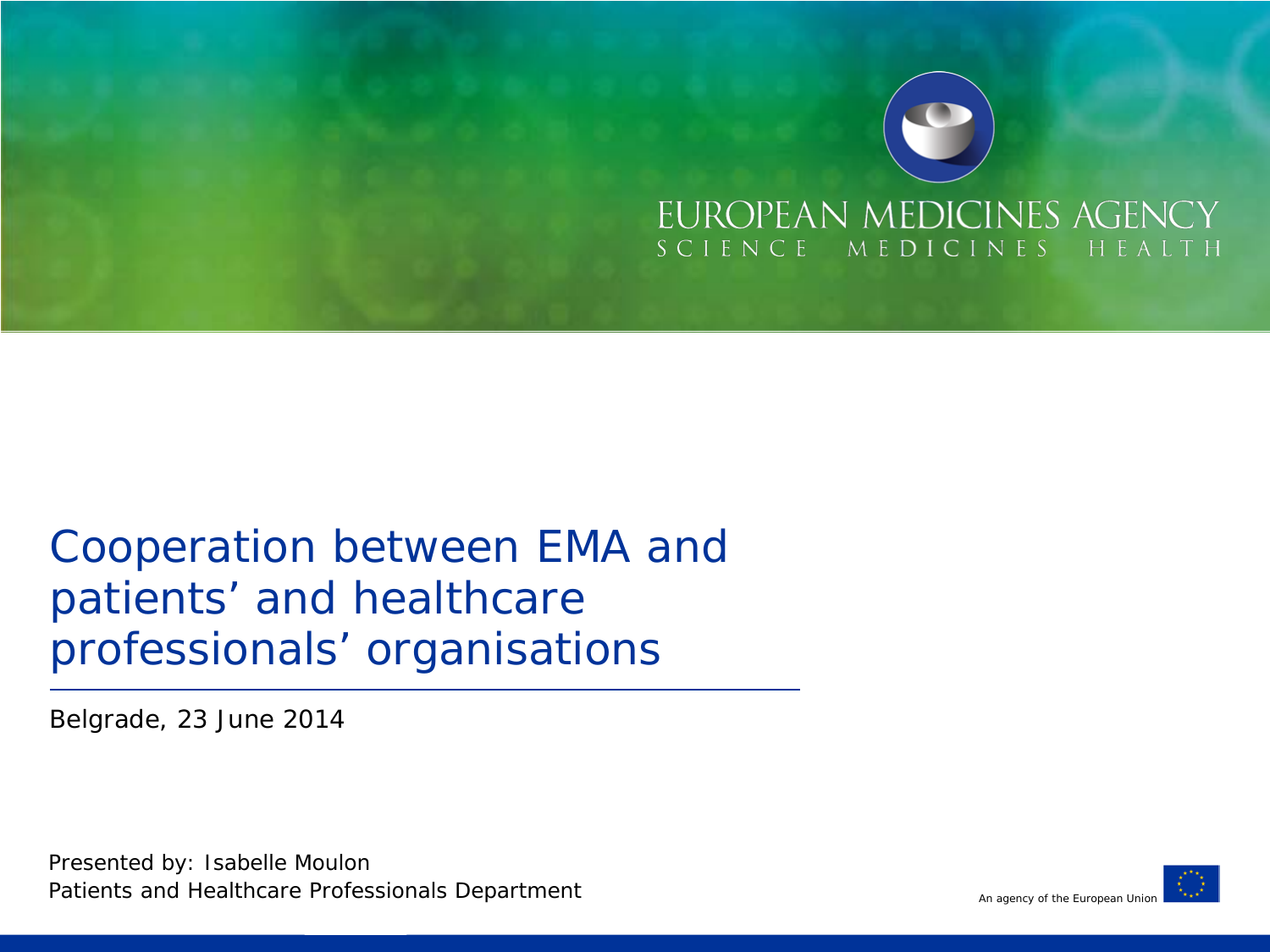EUROPEAN MEDICINES AGENCY
SCIENCE MEDICINES HEALTH

# Cooperation between EMA and patients' and healthcare professionals' organisations

Belgrade, 23 June 2014

Presented by: Isabelle Moulon
Patients and Healthcare Professionals Department

An agency of the European Union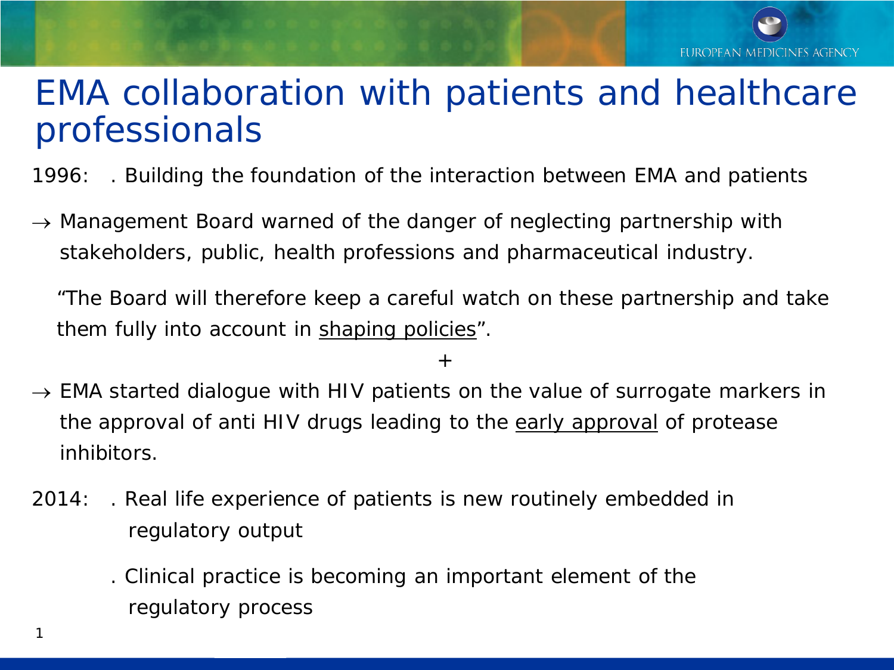# EMA collaboration with patients and healthcare professionals

1996: . Building the foundation of the interaction between EMA and patients

→ Management Board warned of the danger of neglecting partnership with stakeholders, public, health professions and pharmaceutical industry.

"The Board will therefore keep a careful watch on these partnership and take them fully into account in <u>shaping policies</u>".

+

→ EMA started dialogue with HIV patients on the value of surrogate markers in the approval of anti HIV drugs leading to the <u>early approval</u> of protease inhibitors.

2014: . Real life experience of patients is new routinely embedded in regulatory output

. Clinical practice is becoming an important element of the regulatory process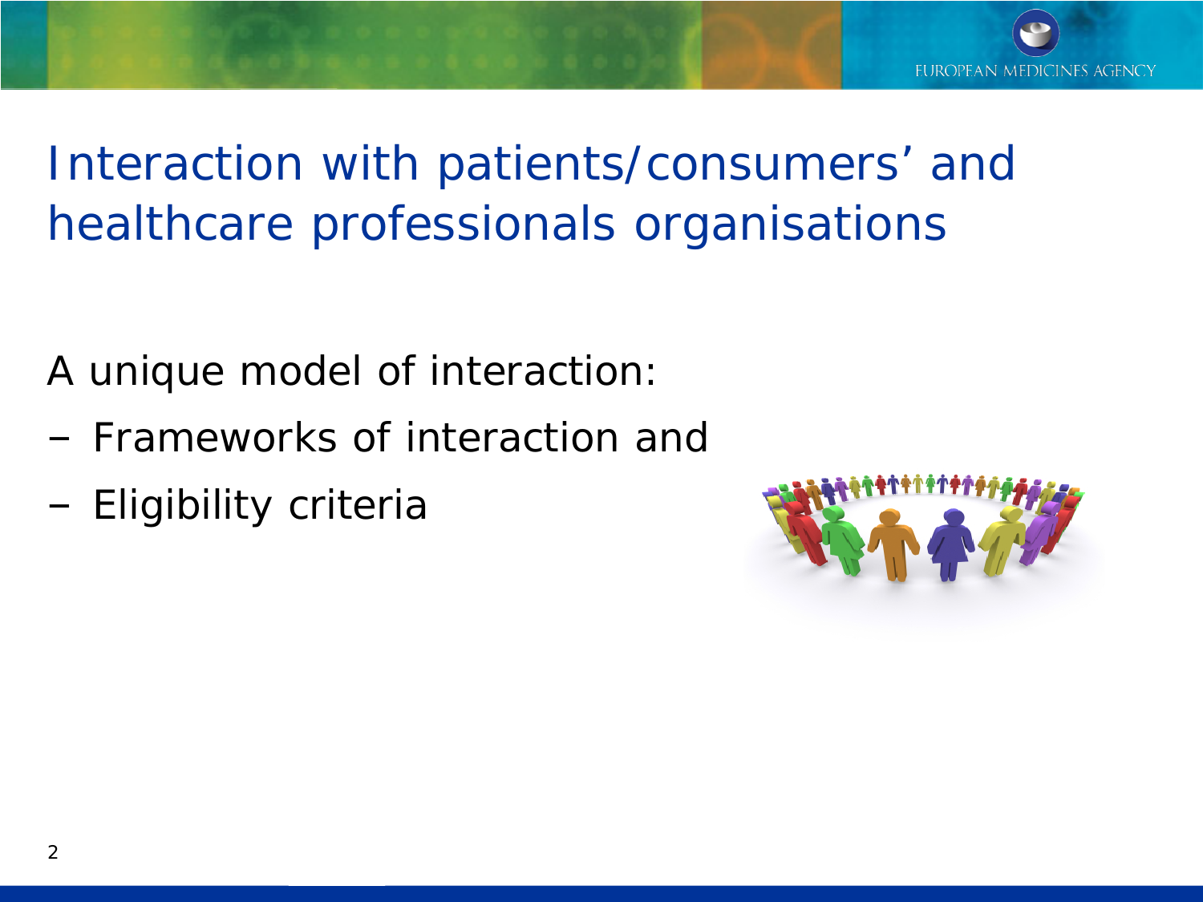# Interaction with patients/consumers' and healthcare professionals organisations

A unique model of interaction:

- Frameworks of interaction and
- Eligibility criteria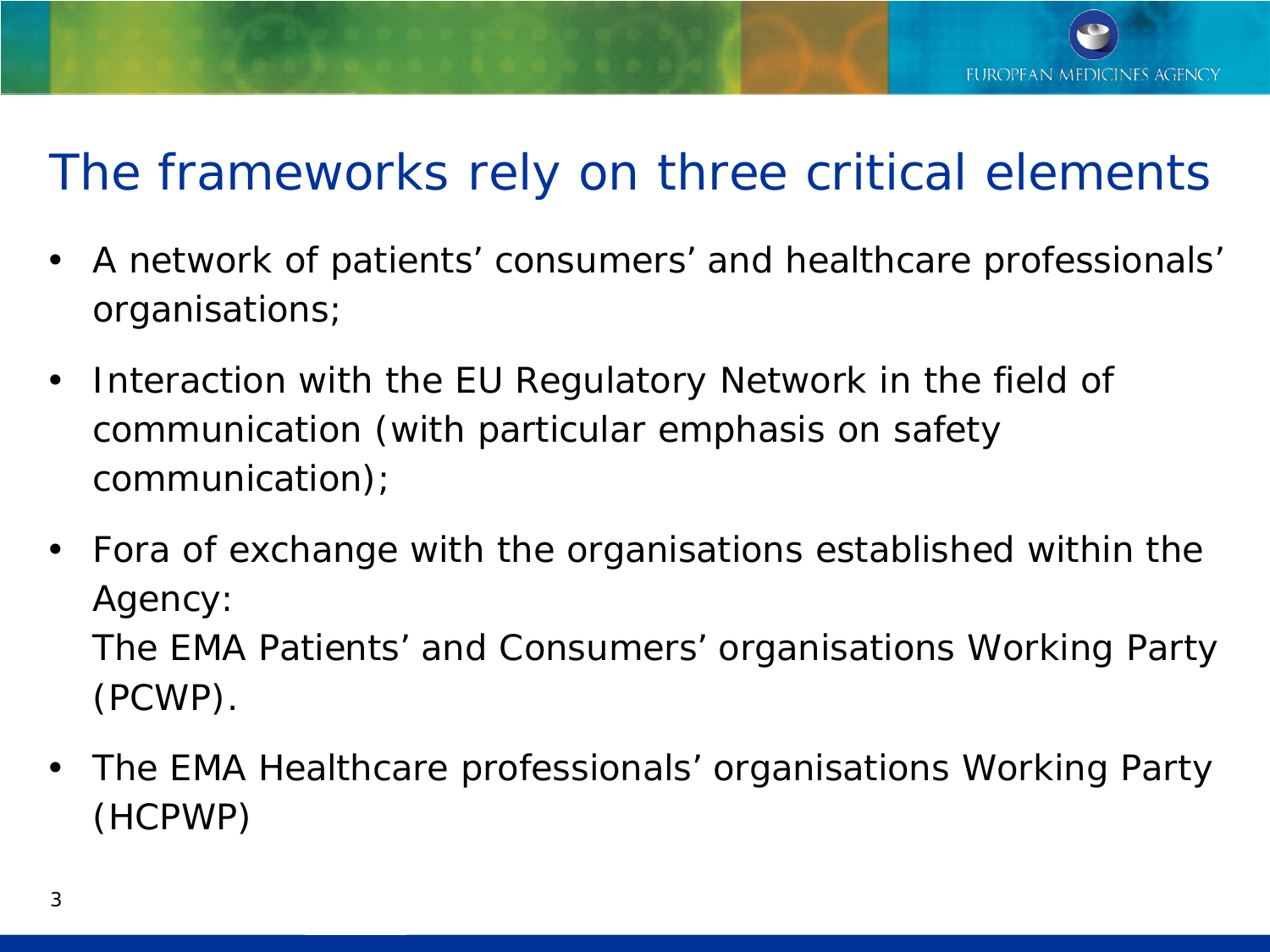# The frameworks rely on three critical elements

- A network of patients' consumers' and healthcare professionals' organisations;
- Interaction with the EU Regulatory Network in the field of communication (with particular emphasis on safety communication);
- Fora of exchange with the organisations established within the Agency:
  The EMA Patients' and Consumers' organisations Working Party (PCWP).
- The EMA Healthcare professionals' organisations Working Party (HCPWP)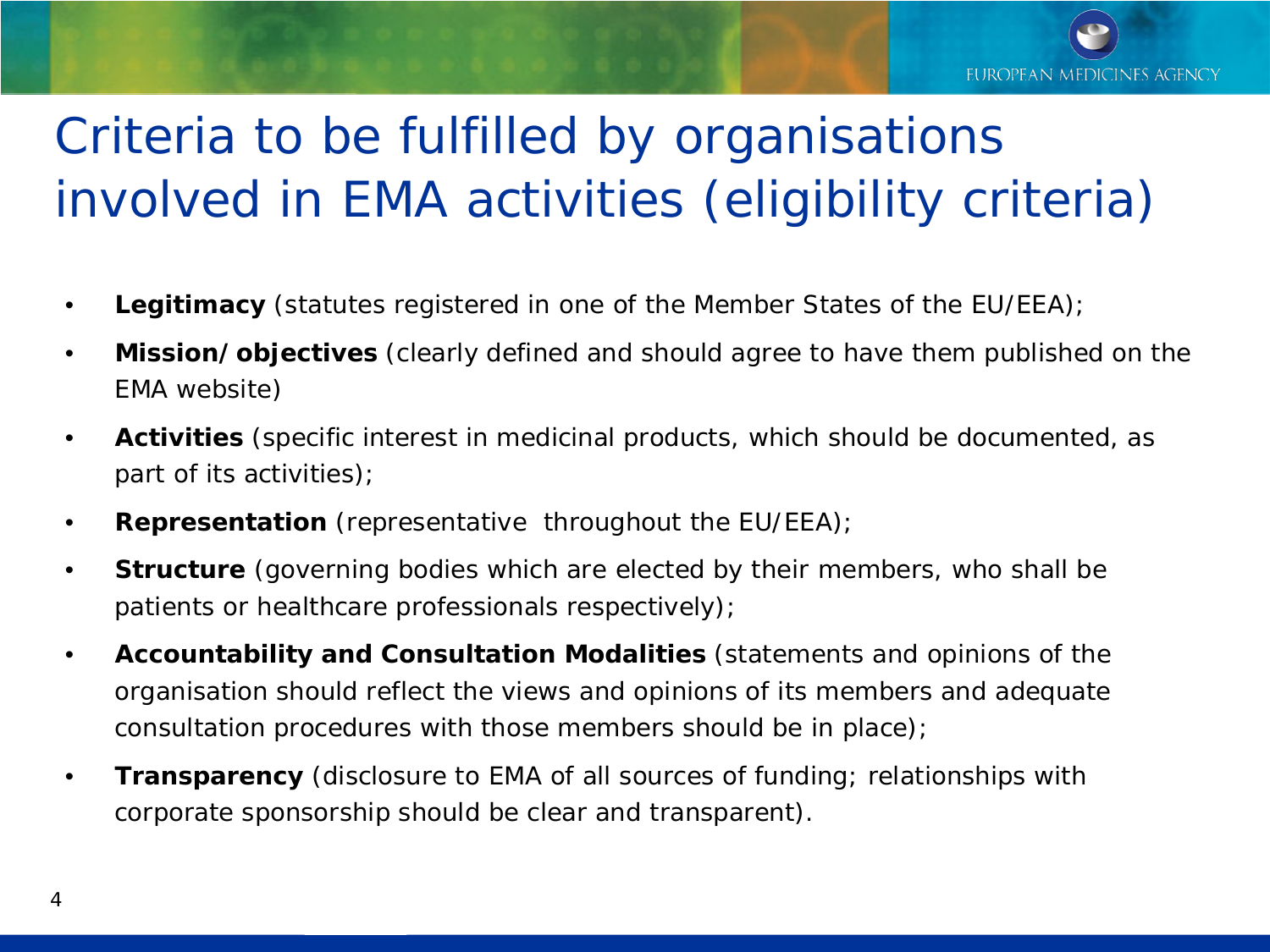# Criteria to be fulfilled by organisations involved in EMA activities (eligibility criteria)

- **Legitimacy** (statutes registered in one of the Member States of the EU/EEA);
- **Mission/objectives** (clearly defined and should agree to have them published on the EMA website)
- **Activities** (specific interest in medicinal products, which should be documented, as part of its activities);
- **Representation** (representative throughout the EU/EEA);
- **Structure** (governing bodies which are elected by their members, who shall be patients or healthcare professionals respectively);
- **Accountability and Consultation Modalities** (statements and opinions of the organisation should reflect the views and opinions of its members and adequate consultation procedures with those members should be in place);
- **Transparency** (disclosure to EMA of all sources of funding; relationships with corporate sponsorship should be clear and transparent).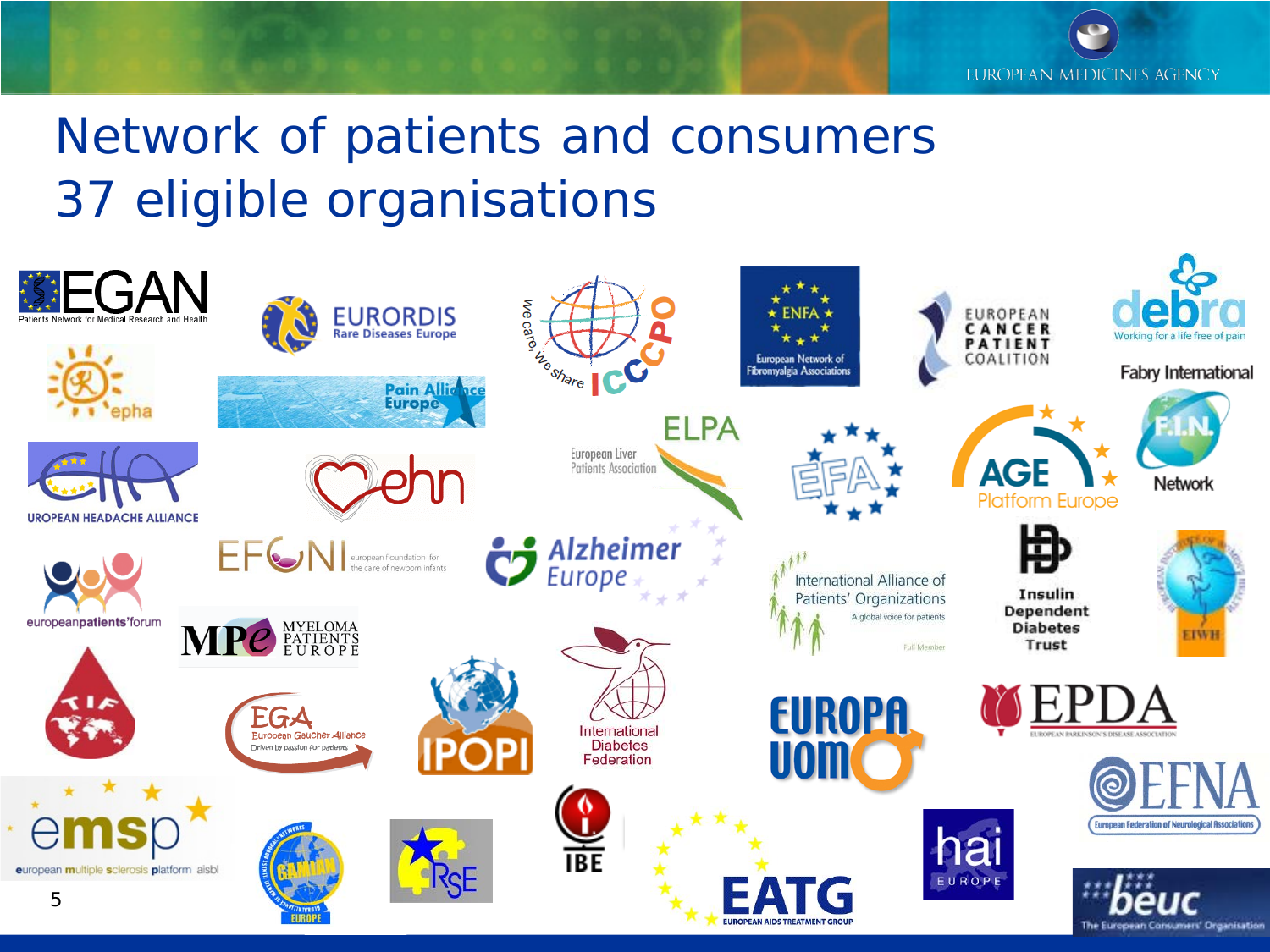# Network of patients and consumers
## 37 eligible organisations

EGAN – Patients Network for Medical Research and Health

EURORDIS – Rare Diseases Europe

ICCCPO – We care, we share

ENFA – European Network of Fibromyalgia Associations

European Cancer Patient Coalition

debra – Working for a life free of pain

epha

Pain Alliance Europe

Fabry International Network

ELPA – European Liver Patients Association

EFA

AGE Platform Europe

European Headache Alliance

ehn

EFCNI – european foundation for the care of newborn infants

Alzheimer Europe

International Alliance of Patients' Organizations – A global voice for patients – Full Member

Insulin Dependent Diabetes Trust

EIWH

european patients' forum

MPE – Myeloma Patients Europe

TIF

EGA – European Gaucher Alliance – Driven by passion for patients

IPOPI

International Diabetes Federation

EUROPA UOMO

EPDA – European Parkinson's Disease Association

EFNA – European Federation of Neurological Associations

emsp – european multiple sclerosis platform aisbl

GAMIAN Europe

RSE

IBE

EATG – European AIDS Treatment Group

hai Europe

beuc – The European Consumers' Organisation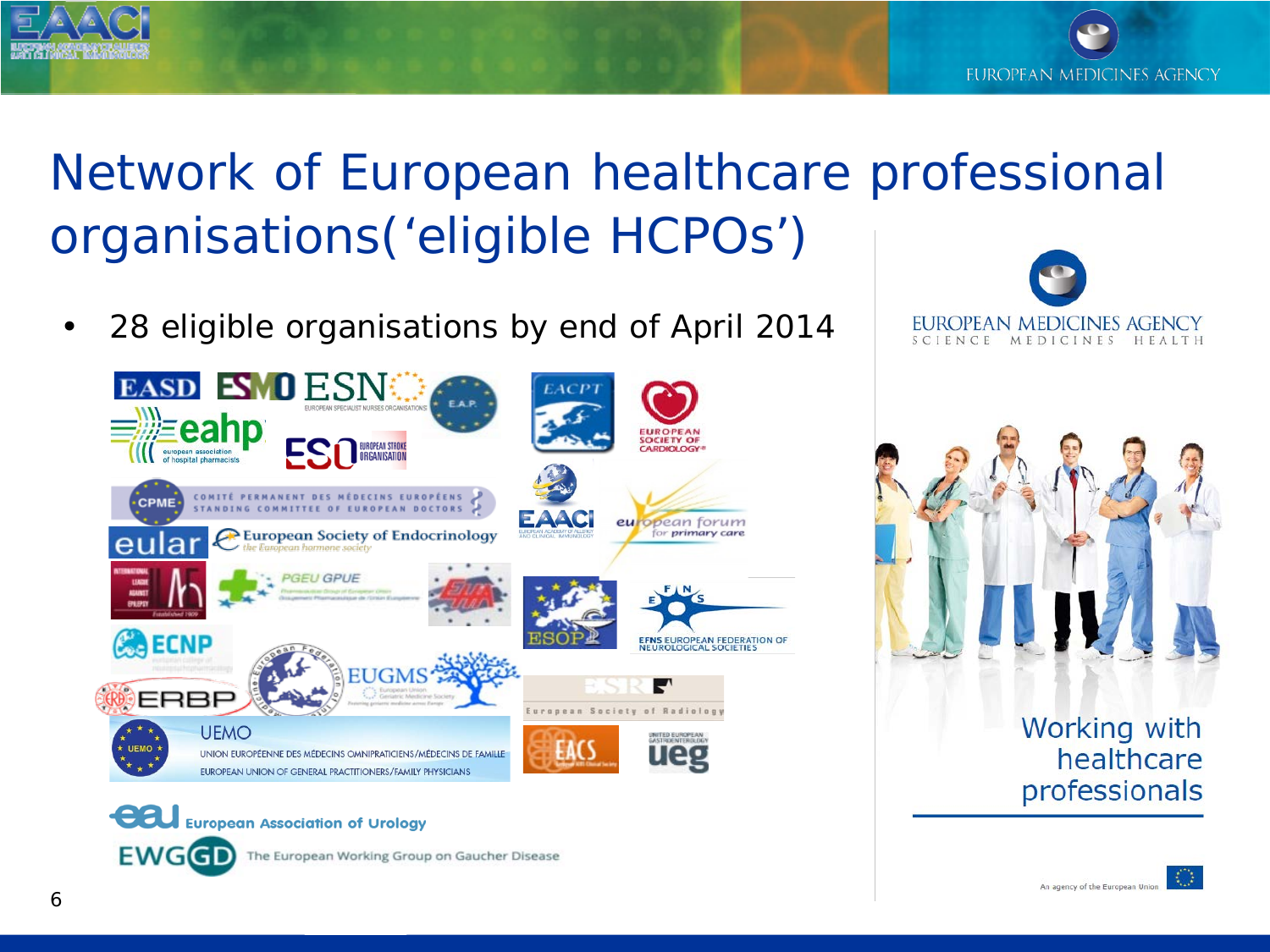# Network of European healthcare professional organisations(‘eligible HCPOs’)

- 28 eligible organisations by end of April 2014

EUROPEAN MEDICINES AGENCY
SCIENCE MEDICINES HEALTH

Working with healthcare professionals

An agency of the European Union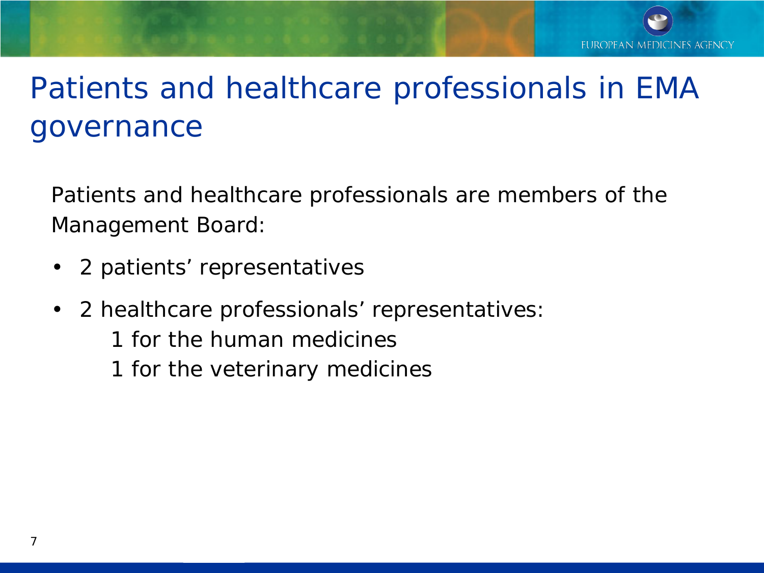# Patients and healthcare professionals in EMA governance

Patients and healthcare professionals are members of the Management Board:

- 2 patients’ representatives
- 2 healthcare professionals’ representatives:
  - 1 for the human medicines
  - 1 for the veterinary medicines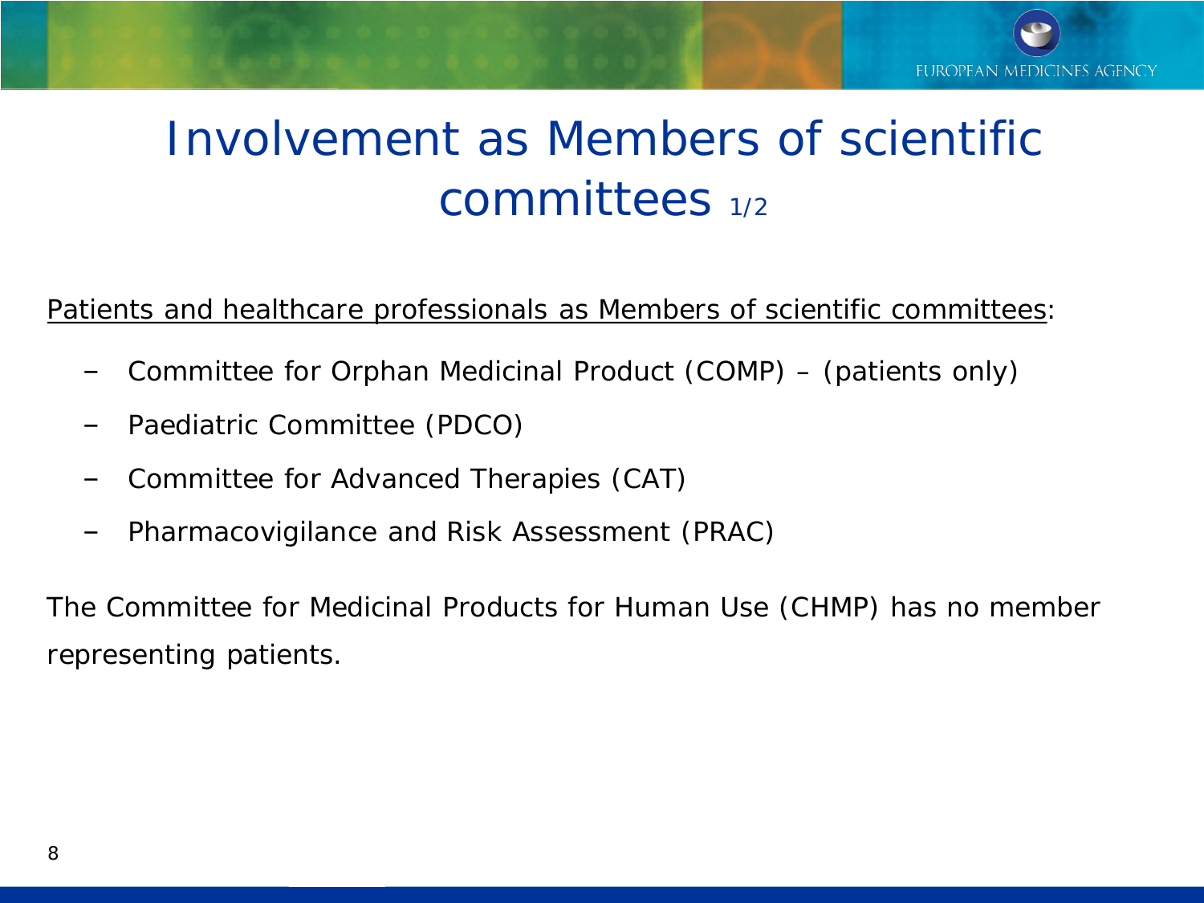# Involvement as Members of scientific committees 1/2

Patients and healthcare professionals as Members of scientific committees:

- Committee for Orphan Medicinal Product (COMP) – (patients only)
- Paediatric Committee (PDCO)
- Committee for Advanced Therapies (CAT)
- Pharmacovigilance and Risk Assessment (PRAC)

The Committee for Medicinal Products for Human Use (CHMP) has no member representing patients.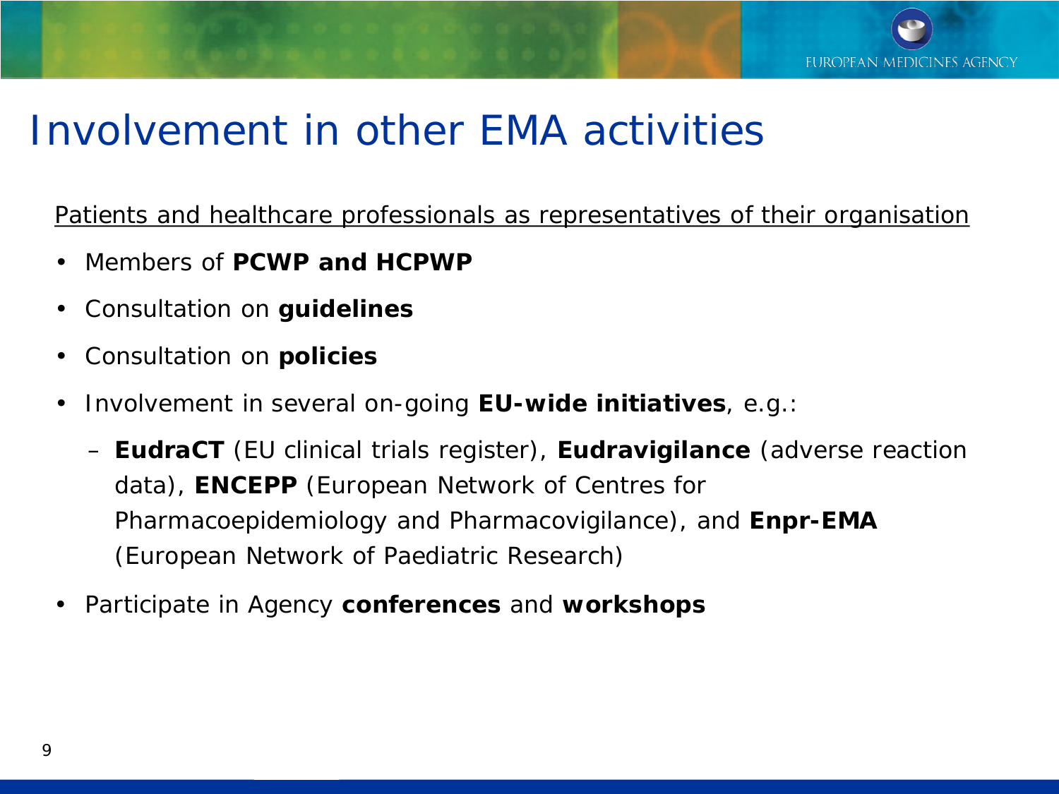# Involvement in other EMA activities

Patients and healthcare professionals as representatives of their organisation

- Members of **PCWP and HCPWP**
- Consultation on **guidelines**
- Consultation on **policies**
- Involvement in several on-going **EU-wide initiatives**, e.g.:
  - **EudraCT** (EU clinical trials register), **Eudravigilance** (adverse reaction data), **ENCEPP** (European Network of Centres for Pharmacoepidemiology and Pharmacovigilance), and **Enpr-EMA** (European Network of Paediatric Research)
- Participate in Agency **conferences** and **workshops**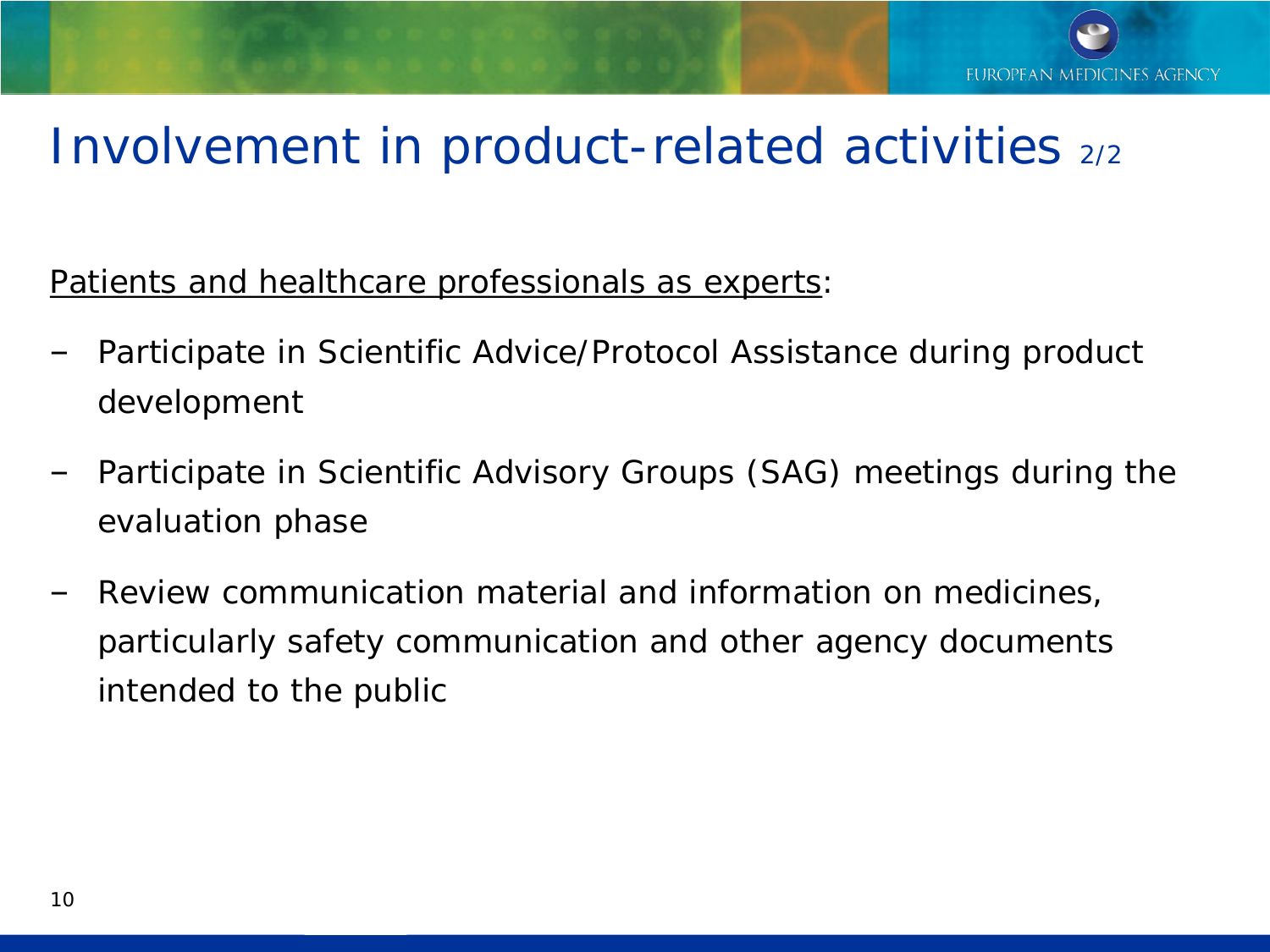# Involvement in product-related activities 2/2

Patients and healthcare professionals as experts:

- Participate in Scientific Advice/Protocol Assistance during product development
- Participate in Scientific Advisory Groups (SAG) meetings during the evaluation phase
- Review communication material and information on medicines, particularly safety communication and other agency documents intended to the public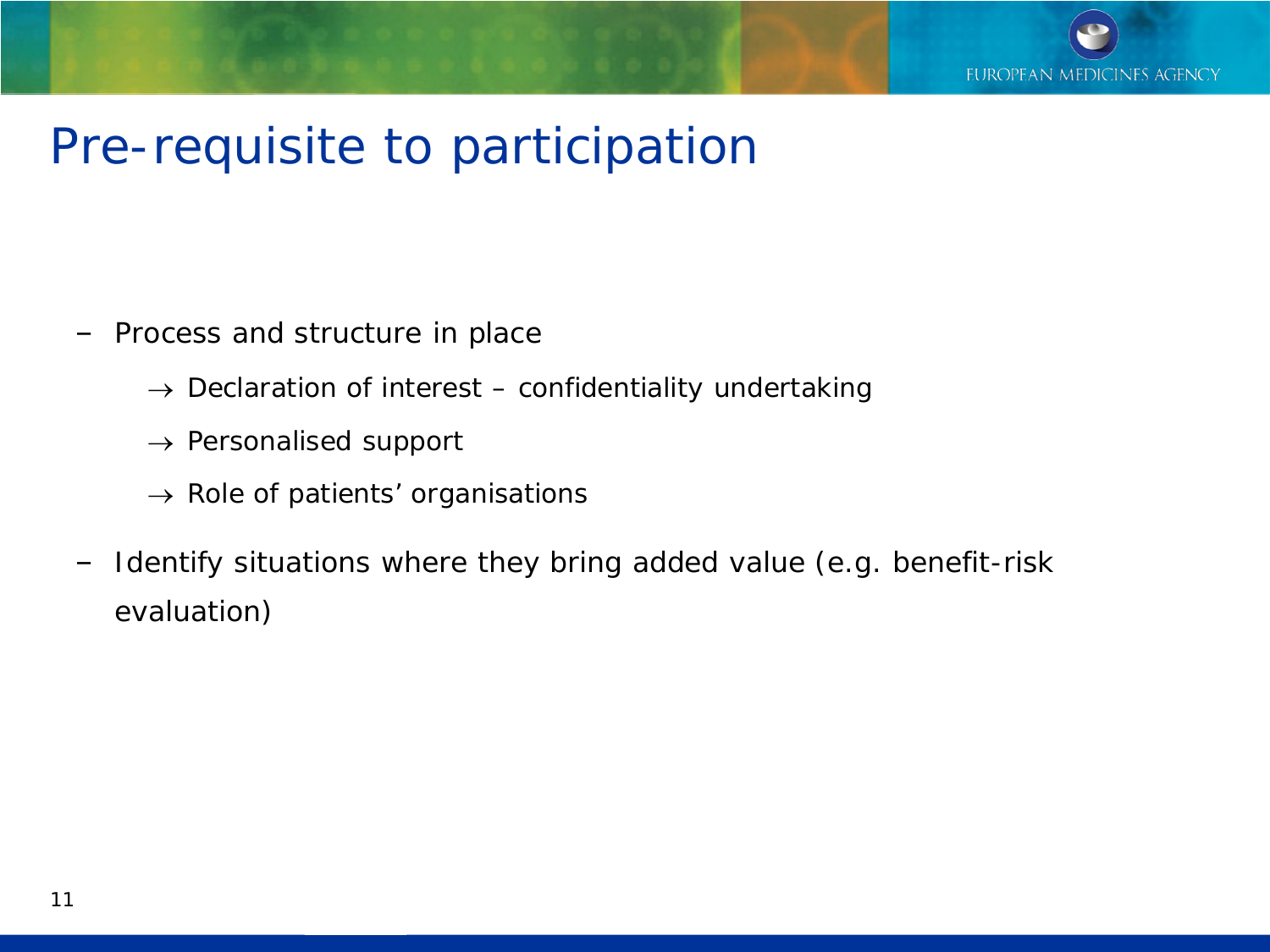# Pre-requisite to participation

- Process and structure in place
  - → Declaration of interest – confidentiality undertaking
  - → Personalised support
  - → Role of patients' organisations
- Identify situations where they bring added value (e.g. benefit-risk evaluation)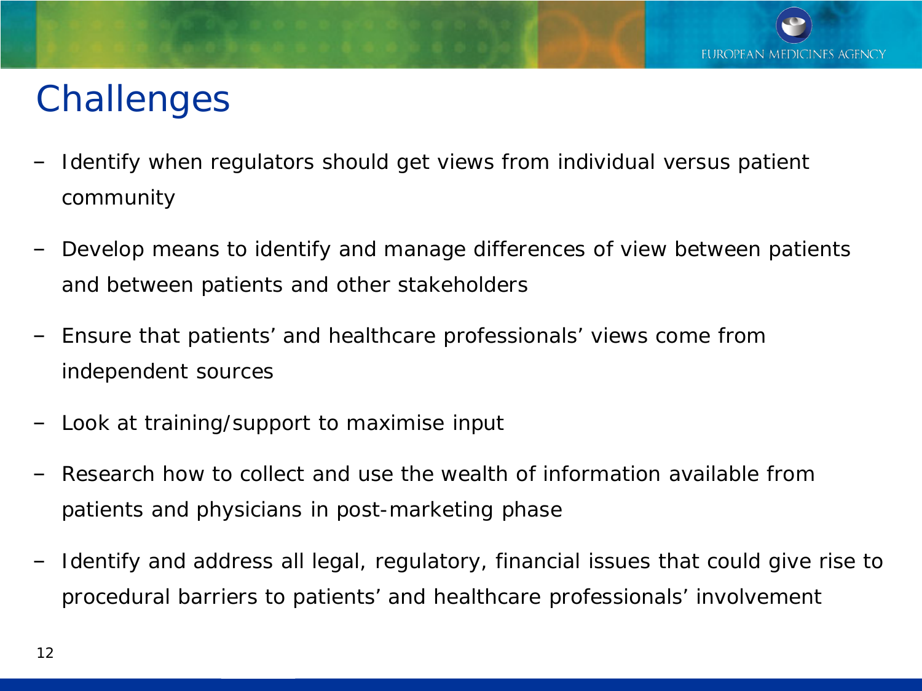# Challenges

- Identify when regulators should get views from individual versus patient community
- Develop means to identify and manage differences of view between patients and between patients and other stakeholders
- Ensure that patients' and healthcare professionals' views come from independent sources
- Look at training/support to maximise input
- Research how to collect and use the wealth of information available from patients and physicians in post-marketing phase
- Identify and address all legal, regulatory, financial issues that could give rise to procedural barriers to patients' and healthcare professionals' involvement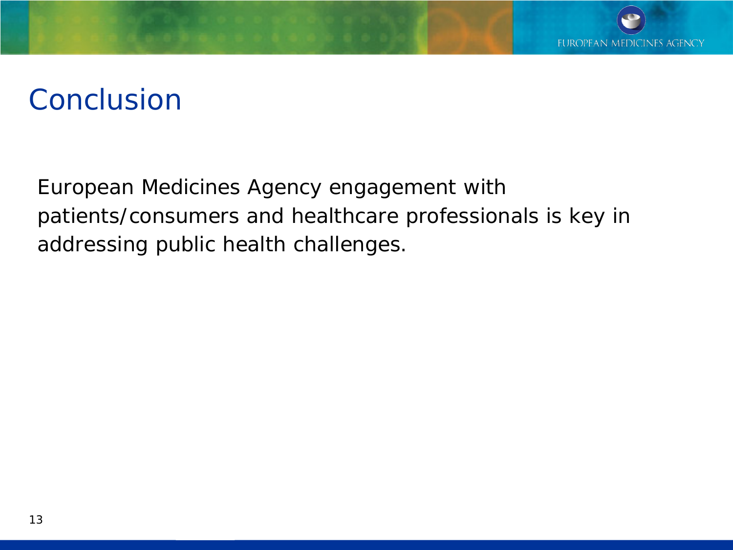# Conclusion

European Medicines Agency engagement with patients/consumers and healthcare professionals is key in addressing public health challenges.